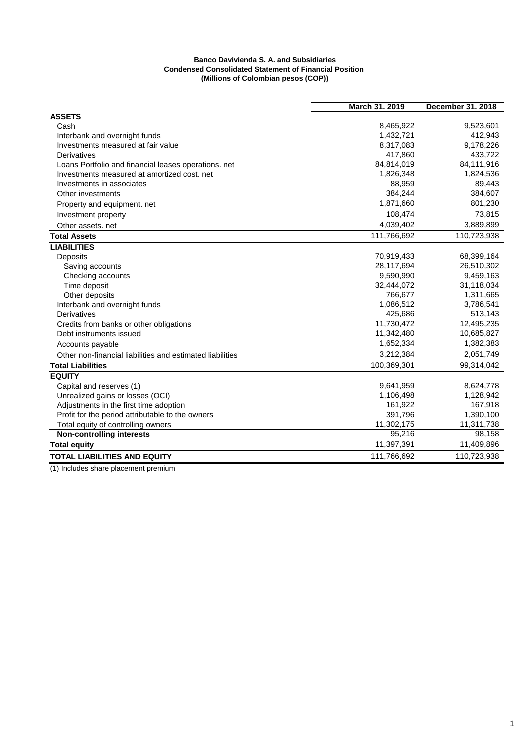**Banco Davivienda S. A. and Subsidiaries**
**Condensed Consolidated Statement of Financial Position**
**(Millions of Colombian pesos (COP))**

| | March 31. 2019 | December 31. 2018 |
|---|---|---|
| **ASSETS** | | |
| Cash | 8,465,922 | 9,523,601 |
| Interbank and overnight funds | 1,432,721 | 412,943 |
| Investments measured at fair value | 8,317,083 | 9,178,226 |
| Derivatives | 417,860 | 433,722 |
| Loans Portfolio and financial leases operations. net | 84,814,019 | 84,111,916 |
| Investments measured at amortized cost. net | 1,826,348 | 1,824,536 |
| Investments in associates | 88,959 | 89,443 |
| Other investments | 384,244 | 384,607 |
| Property and equipment. net | 1,871,660 | 801,230 |
| Investment property | 108,474 | 73,815 |
| Other assets. net | 4,039,402 | 3,889,899 |
| **Total Assets** | 111,766,692 | 110,723,938 |
| **LIABILITIES** | | |
| Deposits | 70,919,433 | 68,399,164 |
| Saving accounts | 28,117,694 | 26,510,302 |
| Checking accounts | 9,590,990 | 9,459,163 |
| Time deposit | 32,444,072 | 31,118,034 |
| Other deposits | 766,677 | 1,311,665 |
| Interbank and overnight funds | 1,086,512 | 3,786,541 |
| Derivatives | 425,686 | 513,143 |
| Credits from banks or other obligations | 11,730,472 | 12,495,235 |
| Debt instruments issued | 11,342,480 | 10,685,827 |
| Accounts payable | 1,652,334 | 1,382,383 |
| Other non-financial liabilities and estimated liabilities | 3,212,384 | 2,051,749 |
| **Total Liabilities** | 100,369,301 | 99,314,042 |
| **EQUITY** | | |
| Capital and reserves (1) | 9,641,959 | 8,624,778 |
| Unrealized gains or losses (OCI) | 1,106,498 | 1,128,942 |
| Adjustments in the first time adoption | 161,922 | 167,918 |
| Profit for the period attributable to the owners | 391,796 | 1,390,100 |
| Total equity of controlling owners | 11,302,175 | 11,311,738 |
| **Non-controlling interests** | 95,216 | 98,158 |
| **Total equity** | 11,397,391 | 11,409,896 |
| **TOTAL LIABILITIES AND EQUITY** | 111,766,692 | 110,723,938 |

(1) Includes share placement premium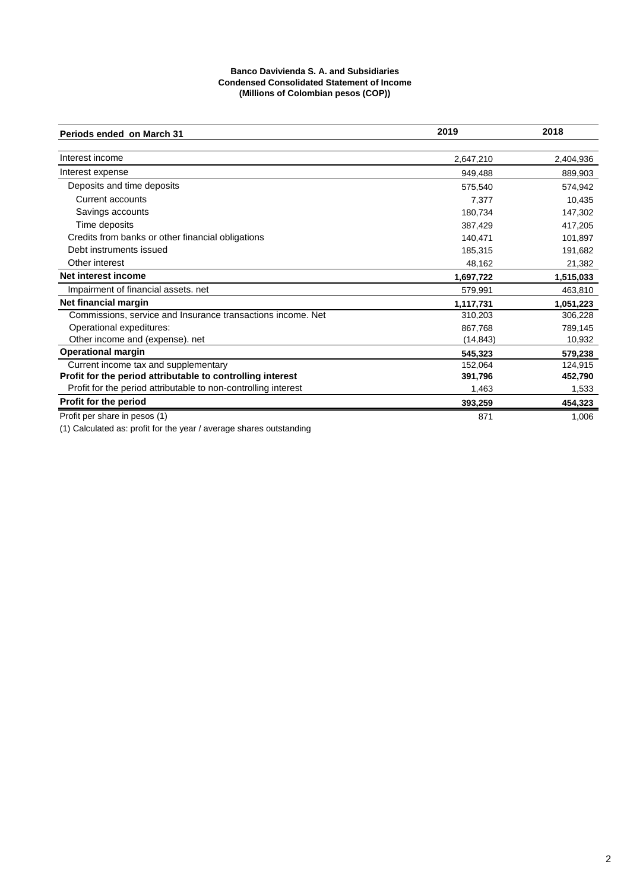**Banco Davivienda S. A. and Subsidiaries**
**Condensed Consolidated Statement of Income**
**(Millions of Colombian pesos (COP))**

| Periods ended on March 31 | 2019 | 2018 |
|---|---|---|
| Interest income | 2,647,210 | 2,404,936 |
| Interest expense | 949,488 | 889,903 |
| Deposits and time deposits | 575,540 | 574,942 |
| Current accounts | 7,377 | 10,435 |
| Savings accounts | 180,734 | 147,302 |
| Time deposits | 387,429 | 417,205 |
| Credits from banks or other financial obligations | 140,471 | 101,897 |
| Debt instruments issued | 185,315 | 191,682 |
| Other interest | 48,162 | 21,382 |
| **Net interest income** | **1,697,722** | **1,515,033** |
| Impairment of financial assets. net | 579,991 | 463,810 |
| **Net financial margin** | **1,117,731** | **1,051,223** |
| Commissions, service and Insurance transactions income. Net | 310,203 | 306,228 |
| Operational expeditures: | 867,768 | 789,145 |
| Other income and (expense). net | (14,843) | 10,932 |
| **Operational margin** | **545,323** | **579,238** |
| Current income tax and supplementary | 152,064 | 124,915 |
| **Profit for the period attributable to controlling interest** | **391,796** | **452,790** |
| Profit for the period attributable to non-controlling interest | 1,463 | 1,533 |
| **Profit for the period** | **393,259** | **454,323** |
| Profit per share in pesos (1) | 871 | 1,006 |

(1) Calculated as: profit for the year / average shares outstanding